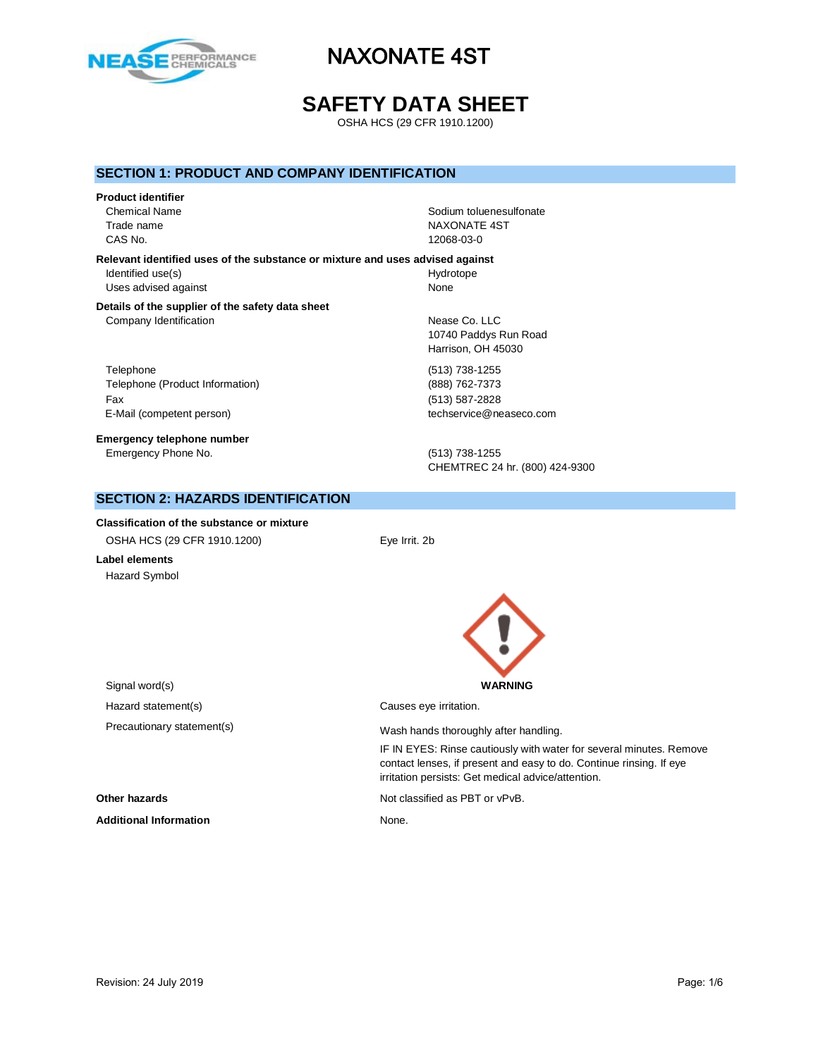# NAXONATE 4ST

# SAFETY DATA SHEET

OSHA HCS (29 CFR 1910.1200)

## SECTION 1: PRODUCT AND COMPANY IDENTIFICATION

**Product identifier**

| | |
|---|---|
| Chemical Name | Sodium toluenesulfonate |
| Trade name | NAXONATE 4ST |
| CAS No. | 12068-03-0 |

**Relevant identified uses of the substance or mixture and uses advised against**

| | |
|---|---|
| Identified use(s) | Hydrotope |
| Uses advised against | None |

**Details of the supplier of the safety data sheet**

| | |
|---|---|
| Company Identification | Nease Co. LLC<br>10740 Paddys Run Road<br>Harrison, OH 45030 |
| Telephone | (513) 738-1255 |
| Telephone (Product Information) | (888) 762-7373 |
| Fax | (513) 587-2828 |
| E-Mail (competent person) | techservice@neaseco.com |

**Emergency telephone number**

| | |
|---|---|
| Emergency Phone No. | (513) 738-1255<br>CHEMTREC 24 hr. (800) 424-9300 |

## SECTION 2: HAZARDS IDENTIFICATION

**Classification of the substance or mixture**

| | |
|---|---|
| OSHA HCS (29 CFR 1910.1200) | Eye Irrit. 2b |

**Label elements**

Hazard Symbol

| | |
|---|---|
| Signal word(s) | **WARNING** |
| Hazard statement(s) | Causes eye irritation. |
| Precautionary statement(s) | Wash hands thoroughly after handling.<br>IF IN EYES: Rinse cautiously with water for several minutes. Remove contact lenses, if present and easy to do. Continue rinsing. If eye irritation persists: Get medical advice/attention. |

**Other hazards** Not classified as PBT or vPvB.

**Additional Information** None.

Revision: 24 July 2019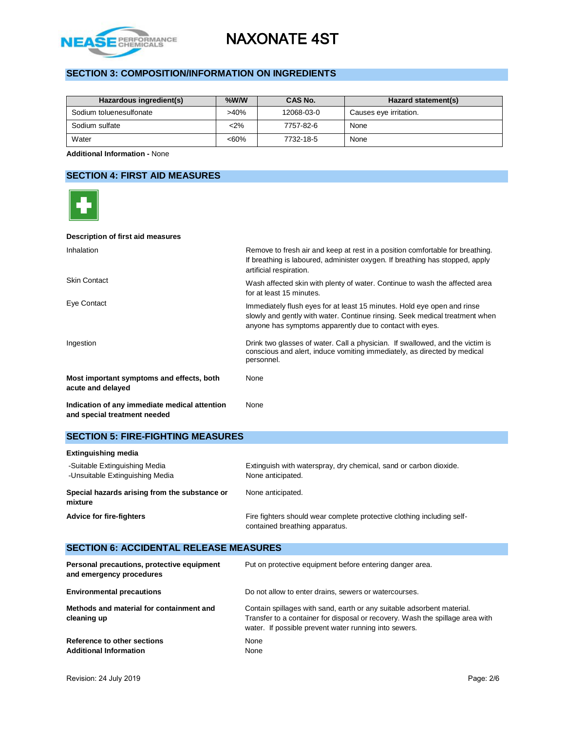## SECTION 3: COMPOSITION/INFORMATION ON INGREDIENTS

| Hazardous ingredient(s) | %W/W | CAS No. | Hazard statement(s) |
|---|---|---|---|
| Sodium toluenesulfonate | >40% | 12068-03-0 | Causes eye irritation. |
| Sodium sulfate | <2% | 7757-82-6 | None |
| Water | <60% | 7732-18-5 | None |

**Additional Information -** None

## SECTION 4: FIRST AID MEASURES

**Description of first aid measures**

| | |
|---|---|
| Inhalation | Remove to fresh air and keep at rest in a position comfortable for breathing. If breathing is laboured, administer oxygen. If breathing has stopped, apply artificial respiration. |
| Skin Contact | Wash affected skin with plenty of water. Continue to wash the affected area for at least 15 minutes. |
| Eye Contact | Immediately flush eyes for at least 15 minutes. Hold eye open and rinse slowly and gently with water. Continue rinsing. Seek medical treatment when anyone has symptoms apparently due to contact with eyes. |
| Ingestion | Drink two glasses of water. Call a physician. If swallowed, and the victim is conscious and alert, induce vomiting immediately, as directed by medical personnel. |
| **Most important symptoms and effects, both acute and delayed** | None |
| **Indication of any immediate medical attention and special treatment needed** | None |

## SECTION 5: FIRE-FIGHTING MEASURES

**Extinguishing media**

| | |
|---|---|
| -Suitable Extinguishing Media | Extinguish with waterspray, dry chemical, sand or carbon dioxide. |
| -Unsuitable Extinguishing Media | None anticipated. |
| **Special hazards arising from the substance or mixture** | None anticipated. |
| **Advice for fire-fighters** | Fire fighters should wear complete protective clothing including self-contained breathing apparatus. |

## SECTION 6: ACCIDENTAL RELEASE MEASURES

| | |
|---|---|
| **Personal precautions, protective equipment and emergency procedures** | Put on protective equipment before entering danger area. |
| **Environmental precautions** | Do not allow to enter drains, sewers or watercourses. |
| **Methods and material for containment and cleaning up** | Contain spillages with sand, earth or any suitable adsorbent material. Transfer to a container for disposal or recovery. Wash the spillage area with water. If possible prevent water running into sewers. |
| **Reference to other sections** | None |
| **Additional Information** | None |

Revision: 24 July 2019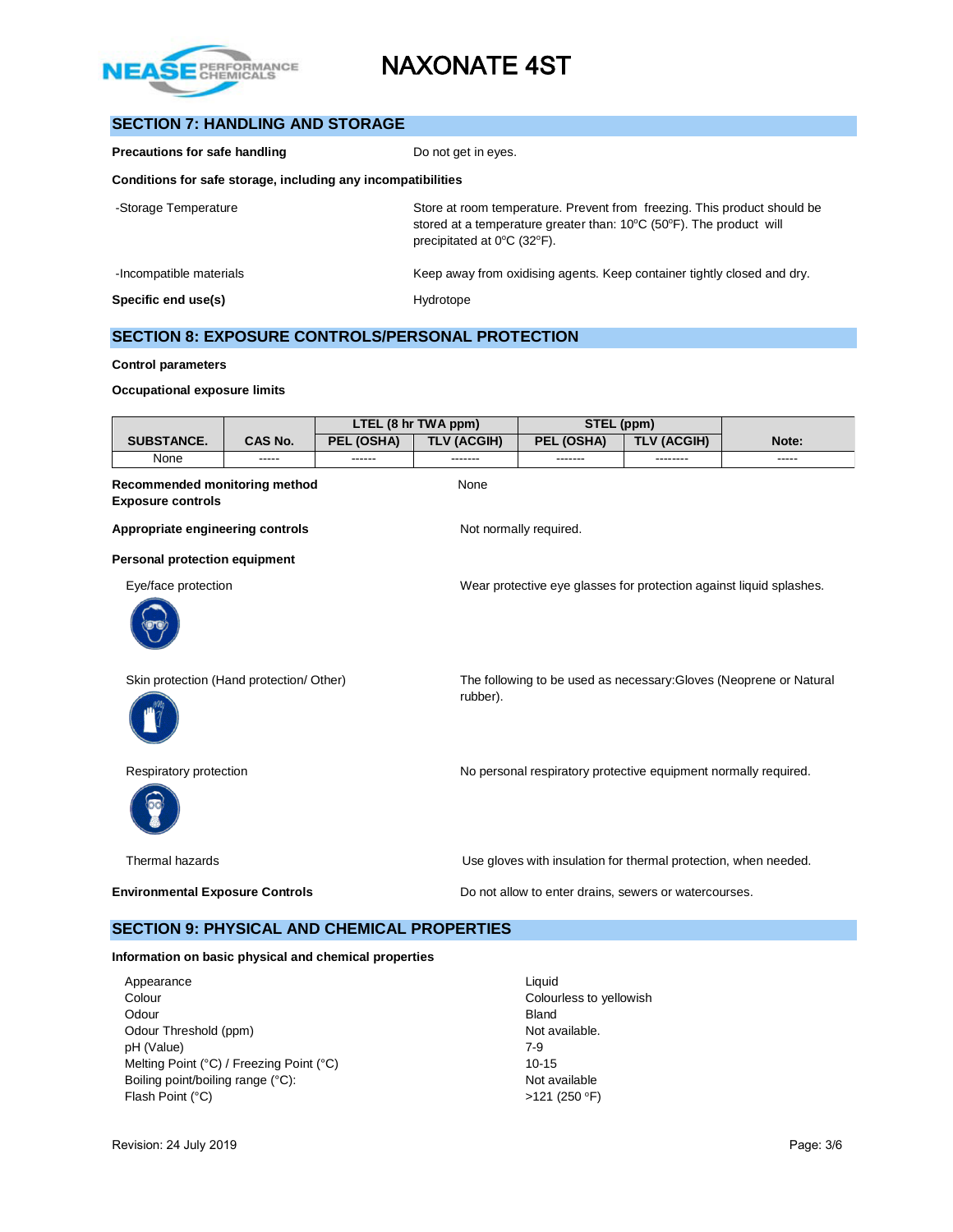## SECTION 7: HANDLING AND STORAGE

**Precautions for safe handling** Do not get in eyes.

**Conditions for safe storage, including any incompatibilities**

-Storage Temperature: Store at room temperature. Prevent from freezing. This product should be stored at a temperature greater than: 10°C (50°F). The product will precipitated at 0°C (32°F).

-Incompatible materials: Keep away from oxidising agents. Keep container tightly closed and dry.

**Specific end use(s)** Hydrotope

## SECTION 8: EXPOSURE CONTROLS/PERSONAL PROTECTION

**Control parameters**

**Occupational exposure limits**

| SUBSTANCE. | CAS No. | LTEL (8 hr TWA ppm) | | STEL (ppm) | | Note: |
|---|---|---|---|---|---|---|
| | | PEL (OSHA) | TLV (ACGIH) | PEL (OSHA) | TLV (ACGIH) | |
| None | ----- | ------ | ------- | ------- | -------- | ----- |

**Recommended monitoring method** None

**Exposure controls**

**Appropriate engineering controls** Not normally required.

**Personal protection equipment**

Eye/face protection: Wear protective eye glasses for protection against liquid splashes.

Skin protection (Hand protection/ Other): The following to be used as necessary:Gloves (Neoprene or Natural rubber).

Respiratory protection: No personal respiratory protective equipment normally required.

Thermal hazards: Use gloves with insulation for thermal protection, when needed.

**Environmental Exposure Controls** Do not allow to enter drains, sewers or watercourses.

## SECTION 9: PHYSICAL AND CHEMICAL PROPERTIES

**Information on basic physical and chemical properties**

| | |
|---|---|
| Appearance | Liquid |
| Colour | Colourless to yellowish |
| Odour | Bland |
| Odour Threshold (ppm) | Not available. |
| pH (Value) | 7-9 |
| Melting Point (°C) / Freezing Point (°C) | 10-15 |
| Boiling point/boiling range (°C): | Not available |
| Flash Point (°C) | >121 (250 °F) |

Revision: 24 July 2019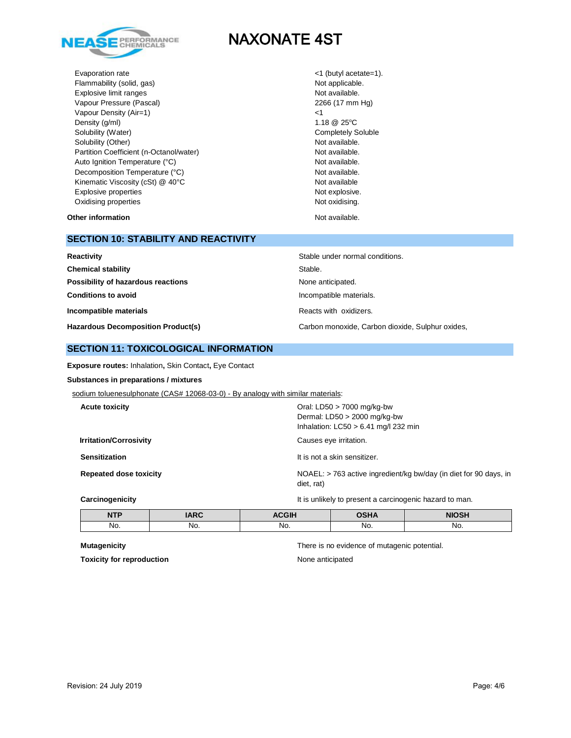| | |
|---|---|
| Evaporation rate | <1 (butyl acetate=1). |
| Flammability (solid, gas) | Not applicable. |
| Explosive limit ranges | Not available. |
| Vapour Pressure (Pascal) | 2266 (17 mm Hg) |
| Vapour Density (Air=1) | <1 |
| Density (g/ml) | 1.18 @ 25°C |
| Solubility (Water) | Completely Soluble |
| Solubility (Other) | Not available. |
| Partition Coefficient (n-Octanol/water) | Not available. |
| Auto Ignition Temperature (°C) | Not available. |
| Decomposition Temperature (°C) | Not available. |
| Kinematic Viscosity (cSt) @ 40°C | Not available |
| Explosive properties | Not explosive. |
| Oxidising properties | Not oxidising. |

**Other information** Not available.

## SECTION 10: STABILITY AND REACTIVITY

| | |
|---|---|
| **Reactivity** | Stable under normal conditions. |
| **Chemical stability** | Stable. |
| **Possibility of hazardous reactions** | None anticipated. |
| **Conditions to avoid** | Incompatible materials. |
| **Incompatible materials** | Reacts with oxidizers. |
| **Hazardous Decomposition Product(s)** | Carbon monoxide, Carbon dioxide, Sulphur oxides, |

## SECTION 11: TOXICOLOGICAL INFORMATION

**Exposure routes:** Inhalation**,** Skin Contact**,** Eye Contact

**Substances in preparations / mixtures**

sodium toluenesulphonate (CAS# 12068-03-0) - By analogy with similar materials:

| | |
|---|---|
| **Acute toxicity** | Oral: LD50 > 7000 mg/kg-bw<br>Dermal: LD50 > 2000 mg/kg-bw<br>Inhalation: LC50 > 6.41 mg/l 232 min |
| **Irritation/Corrosivity** | Causes eye irritation. |
| **Sensitization** | It is not a skin sensitizer. |
| **Repeated dose toxicity** | NOAEL: > 763 active ingredient/kg bw/day (in diet for 90 days, in diet, rat) |
| **Carcinogenicity** | It is unlikely to present a carcinogenic hazard to man. |

| NTP | IARC | ACGIH | OSHA | NIOSH |
|---|---|---|---|---|
| No. | No. | No. | No. | No. |

| | |
|---|---|
| **Mutagenicity** | There is no evidence of mutagenic potential. |
| **Toxicity for reproduction** | None anticipated |

Revision: 24 July 2019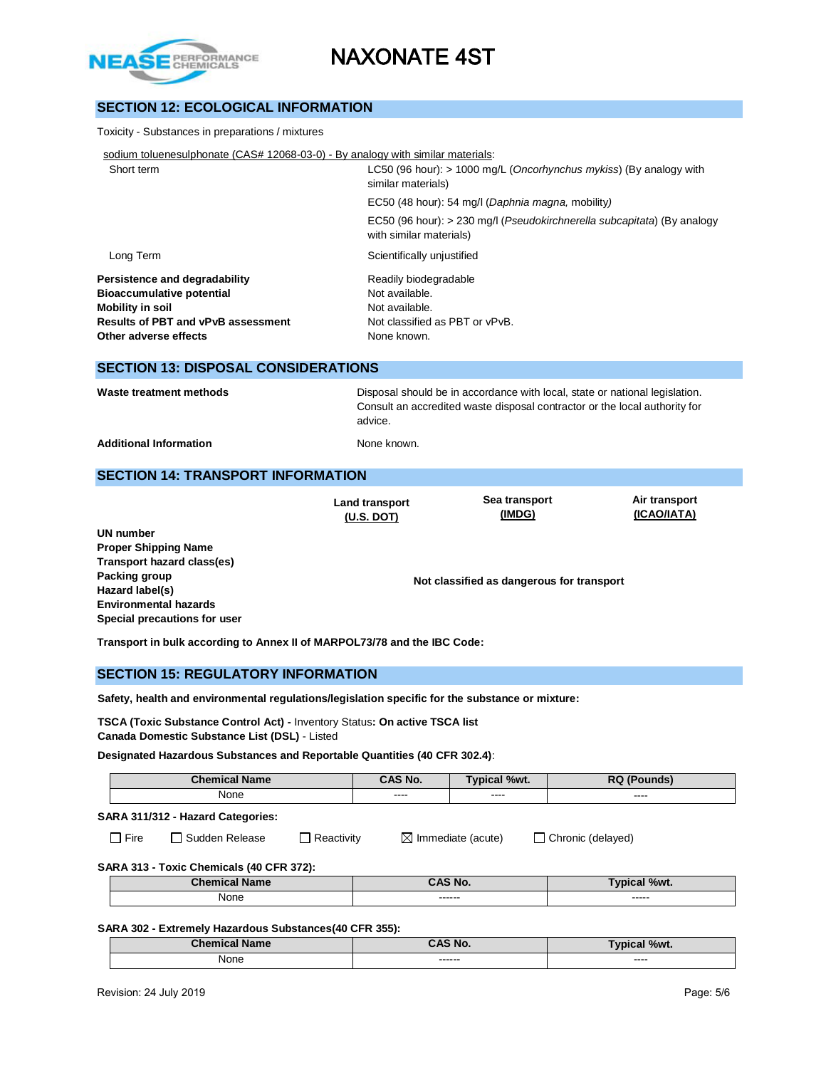## SECTION 12: ECOLOGICAL INFORMATION

Toxicity - Substances in preparations / mixtures

sodium toluenesulphonate (CAS# 12068-03-0) - By analogy with similar materials:

| | |
|---|---|
| Short term | LC50 (96 hour): > 1000 mg/L (*Oncorhynchus mykiss*) (By analogy with similar materials) |
| | EC50 (48 hour): 54 mg/l (*Daphnia magna,* mobility) |
| | EC50 (96 hour): > 230 mg/l (*Pseudokirchnerella subcapitata*) (By analogy with similar materials) |
| Long Term | Scientifically unjustified |

**Persistence and degradability** Readily biodegradable
**Bioaccumulative potential** Not available.
**Mobility in soil** Not available.
**Results of PBT and vPvB assessment** Not classified as PBT or vPvB.
**Other adverse effects** None known.

## SECTION 13: DISPOSAL CONSIDERATIONS

**Waste treatment methods** Disposal should be in accordance with local, state or national legislation. Consult an accredited waste disposal contractor or the local authority for advice.

**Additional Information** None known.

## SECTION 14: TRANSPORT INFORMATION

| | Land transport (U.S. DOT) | Sea transport (IMDG) | Air transport (ICAO/IATA) |
|---|---|---|---|
| **UN number** | | | |
| **Proper Shipping Name** | | | |
| **Transport hazard class(es)** | | | |
| **Packing group** | | **Not classified as dangerous for transport** | |
| **Hazard label(s)** | | | |
| **Environmental hazards** | | | |
| **Special precautions for user** | | | |

**Transport in bulk according to Annex II of MARPOL73/78 and the IBC Code:**

## SECTION 15: REGULATORY INFORMATION

**Safety, health and environmental regulations/legislation specific for the substance or mixture:**

**TSCA (Toxic Substance Control Act) -** Inventory Status**: On active TSCA list**
**Canada Domestic Substance List (DSL)** - Listed

**Designated Hazardous Substances and Reportable Quantities (40 CFR 302.4)**:

| Chemical Name | CAS No. | Typical %wt. | RQ (Pounds) |
|---|---|---|---|
| None | ---- | ---- | ---- |

**SARA 311/312 - Hazard Categories:**

☐ Fire ☐ Sudden Release ☐ Reactivity ☒ Immediate (acute) ☐ Chronic (delayed)

**SARA 313 - Toxic Chemicals (40 CFR 372):**

| Chemical Name | CAS No. | Typical %wt. |
|---|---|---|
| None | ------ | ----- |

**SARA 302 - Extremely Hazardous Substances(40 CFR 355):**

| Chemical Name | CAS No. | Typical %wt. |
|---|---|---|
| None | ------ | ---- |

Revision: 24 July 2019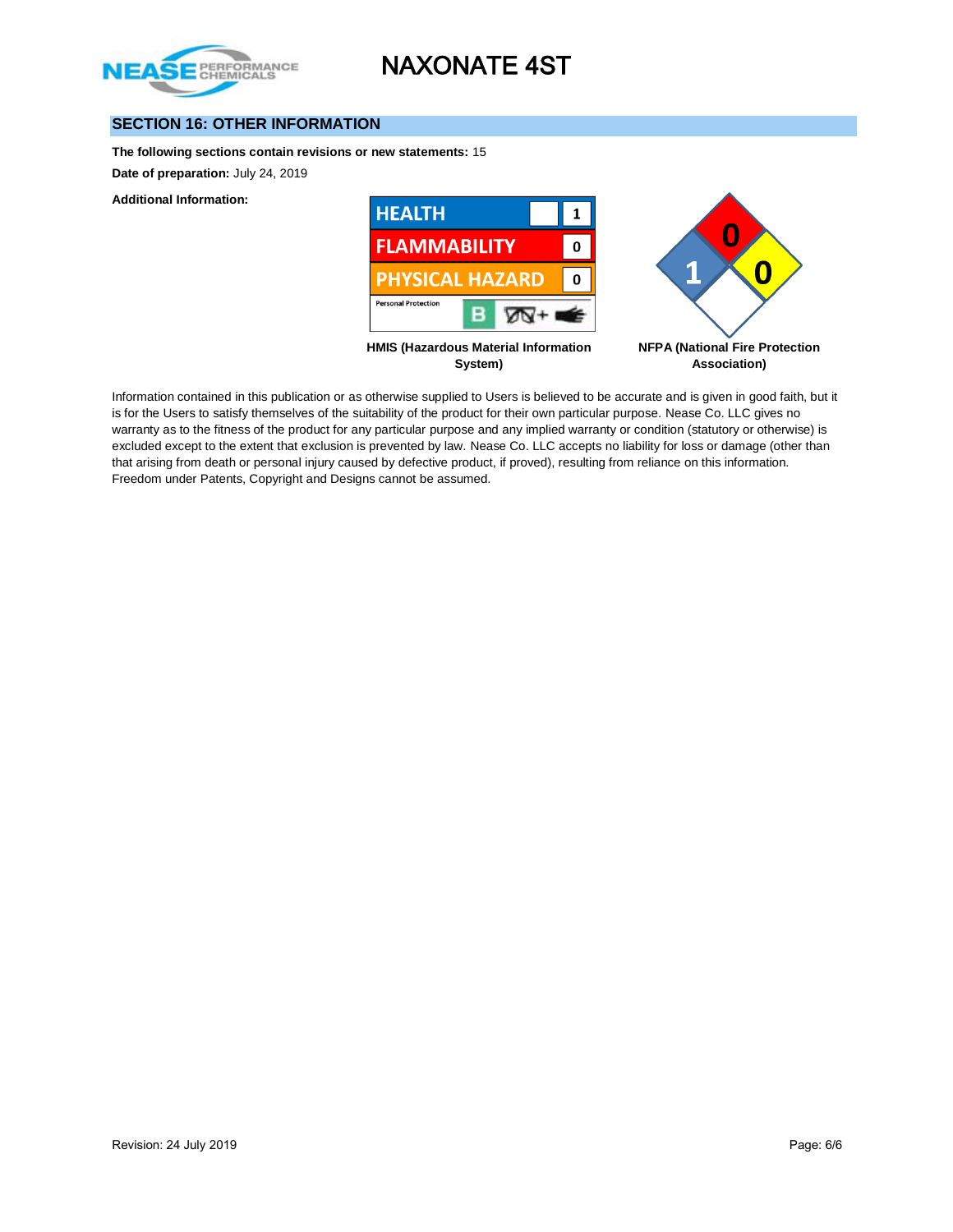## SECTION 16: OTHER INFORMATION

**The following sections contain revisions or new statements:** 15

**Date of preparation:** July 24, 2019

**Additional Information:**

| | |
|---|---|
| HEALTH | 1 |
| FLAMMABILITY | 0 |
| PHYSICAL HAZARD | 0 |
| Personal Protection | B |

**HMIS (Hazardous Material Information System)**

1
0
0

**NFPA (National Fire Protection Association)**

Information contained in this publication or as otherwise supplied to Users is believed to be accurate and is given in good faith, but it is for the Users to satisfy themselves of the suitability of the product for their own particular purpose. Nease Co. LLC gives no warranty as to the fitness of the product for any particular purpose and any implied warranty or condition (statutory or otherwise) is excluded except to the extent that exclusion is prevented by law. Nease Co. LLC accepts no liability for loss or damage (other than that arising from death or personal injury caused by defective product, if proved), resulting from reliance on this information. Freedom under Patents, Copyright and Designs cannot be assumed.